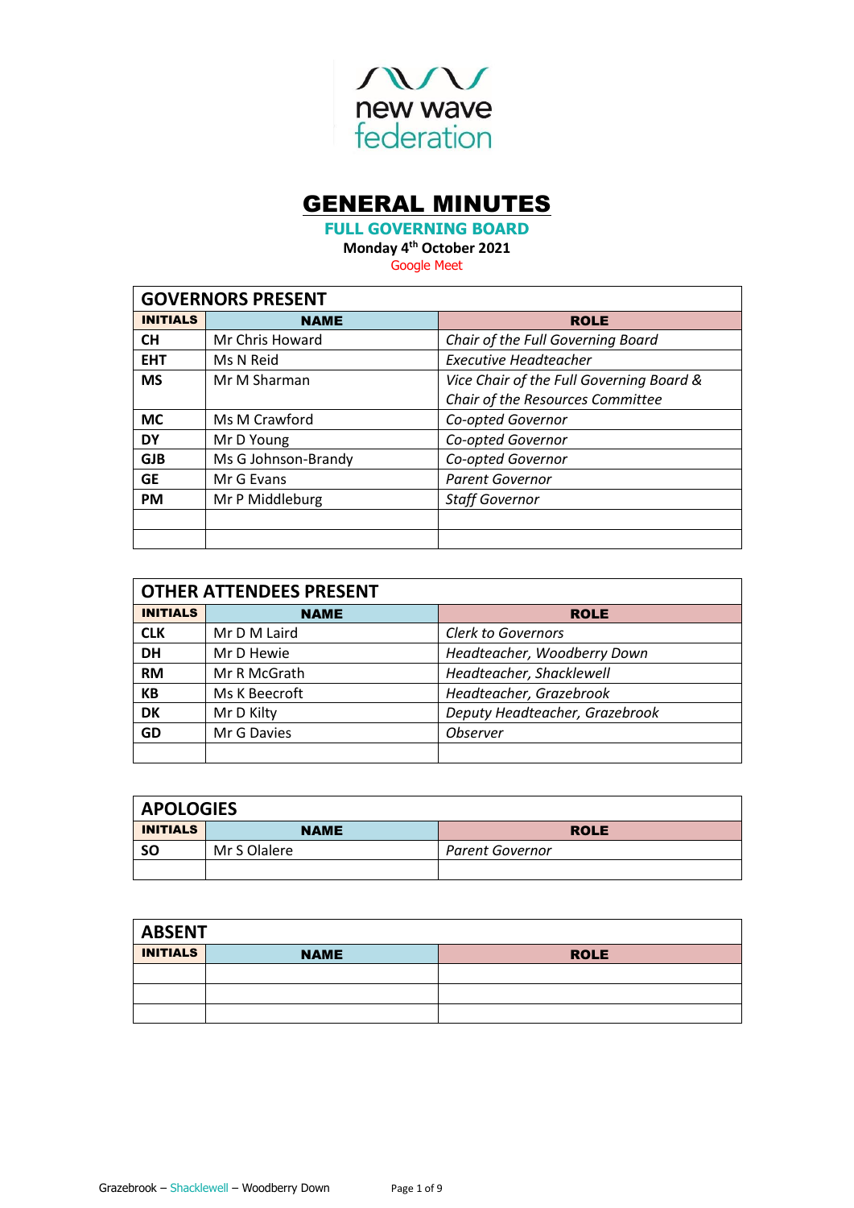new wave federation

# GENERAL MINUTES

## FULL GOVERNING BOARD

**Monday 4th October 2021**

Google Meet

| GOVERNORS PRESENT | | |
|---|---|---|
| **INITIALS** | **NAME** | **ROLE** |
| **CH** | Mr Chris Howard | *Chair of the Full Governing Board* |
| **EHT** | Ms N Reid | *Executive Headteacher* |
| **MS** | Mr M Sharman | *Vice Chair of the Full Governing Board & Chair of the Resources Committee* |
| **MC** | Ms M Crawford | *Co-opted Governor* |
| **DY** | Mr D Young | *Co-opted Governor* |
| **GJB** | Ms G Johnson-Brandy | *Co-opted Governor* |
| **GE** | Mr G Evans | *Parent Governor* |
| **PM** | Mr P Middleburg | *Staff Governor* |
| | | |
| | | |

| OTHER ATTENDEES PRESENT | | |
|---|---|---|
| **INITIALS** | **NAME** | **ROLE** |
| **CLK** | Mr D M Laird | *Clerk to Governors* |
| **DH** | Mr D Hewie | *Headteacher, Woodberry Down* |
| **RM** | Mr R McGrath | *Headteacher, Shacklewell* |
| **KB** | Ms K Beecroft | *Headteacher, Grazebrook* |
| **DK** | Mr D Kilty | *Deputy Headteacher, Grazebrook* |
| **GD** | Mr G Davies | *Observer* |
| | | |

| APOLOGIES | | |
|---|---|---|
| **INITIALS** | **NAME** | **ROLE** |
| **SO** | Mr S Olalere | *Parent Governor* |
| | | |

| ABSENT | | |
|---|---|---|
| **INITIALS** | **NAME** | **ROLE** |
| | | |
| | | |
| | | |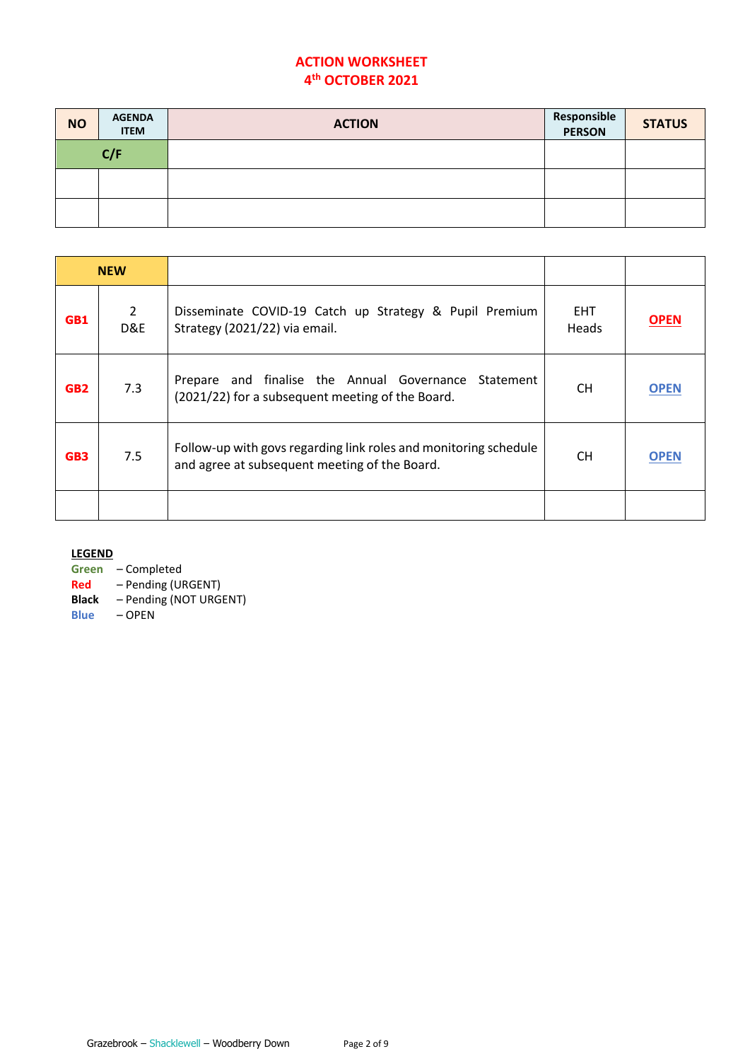## ACTION WORKSHEET
## 4th OCTOBER 2021

| NO | AGENDA ITEM | ACTION | Responsible PERSON | STATUS |
|---|---|---|---|---|
| C/F | | | | |
| | | | | |
| | | | | |

| NEW | | | | |
|---|---|---|---|---|
| GB1 | 2 D&E | Disseminate COVID-19 Catch up Strategy & Pupil Premium Strategy (2021/22) via email. | EHT Heads | OPEN |
| GB2 | 7.3 | Prepare and finalise the Annual Governance Statement (2021/22) for a subsequent meeting of the Board. | CH | OPEN |
| GB3 | 7.5 | Follow-up with govs regarding link roles and monitoring schedule and agree at subsequent meeting of the Board. | CH | OPEN |
| | | | | |

**LEGEND**

- **Green** – Completed
- **Red** – Pending (URGENT)
- **Black** – Pending (NOT URGENT)
- **Blue** – OPEN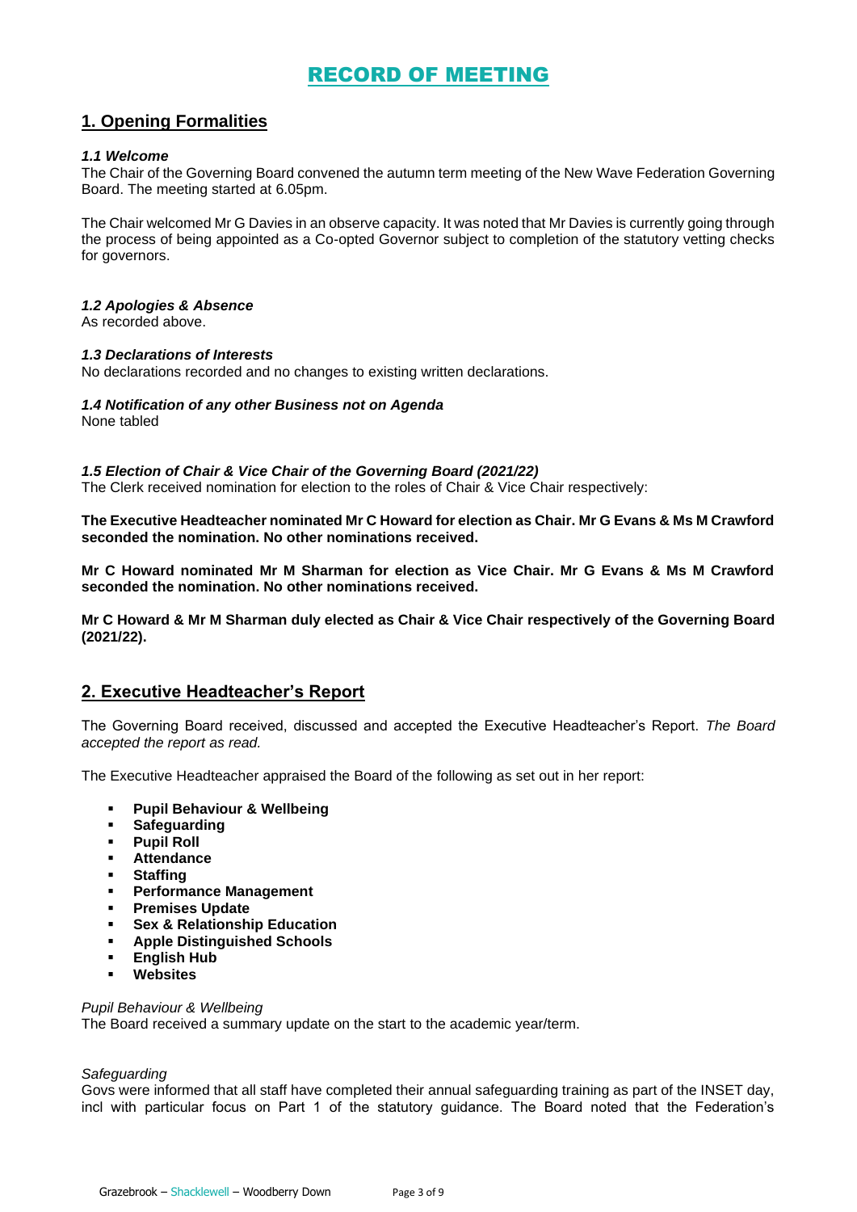# RECORD OF MEETING

## 1. Opening Formalities

***1.1 Welcome***

The Chair of the Governing Board convened the autumn term meeting of the New Wave Federation Governing Board. The meeting started at 6.05pm.

The Chair welcomed Mr G Davies in an observe capacity. It was noted that Mr Davies is currently going through the process of being appointed as a Co-opted Governor subject to completion of the statutory vetting checks for governors.

***1.2 Apologies & Absence***

As recorded above.

***1.3 Declarations of Interests***

No declarations recorded and no changes to existing written declarations.

***1.4 Notification of any other Business not on Agenda***

None tabled

***1.5 Election of Chair & Vice Chair of the Governing Board (2021/22)***

The Clerk received nomination for election to the roles of Chair & Vice Chair respectively:

**The Executive Headteacher nominated Mr C Howard for election as Chair. Mr G Evans & Ms M Crawford seconded the nomination. No other nominations received.**

**Mr C Howard nominated Mr M Sharman for election as Vice Chair. Mr G Evans & Ms M Crawford seconded the nomination. No other nominations received.**

**Mr C Howard & Mr M Sharman duly elected as Chair & Vice Chair respectively of the Governing Board (2021/22).**

## 2. Executive Headteacher's Report

The Governing Board received, discussed and accepted the Executive Headteacher's Report. *The Board accepted the report as read.*

The Executive Headteacher appraised the Board of the following as set out in her report:

- **Pupil Behaviour & Wellbeing**
- **Safeguarding**
- **Pupil Roll**
- **Attendance**
- **Staffing**
- **Performance Management**
- **Premises Update**
- **Sex & Relationship Education**
- **Apple Distinguished Schools**
- **English Hub**
- **Websites**

*Pupil Behaviour & Wellbeing*

The Board received a summary update on the start to the academic year/term.

*Safeguarding*

Govs were informed that all staff have completed their annual safeguarding training as part of the INSET day, incl with particular focus on Part 1 of the statutory guidance. The Board noted that the Federation's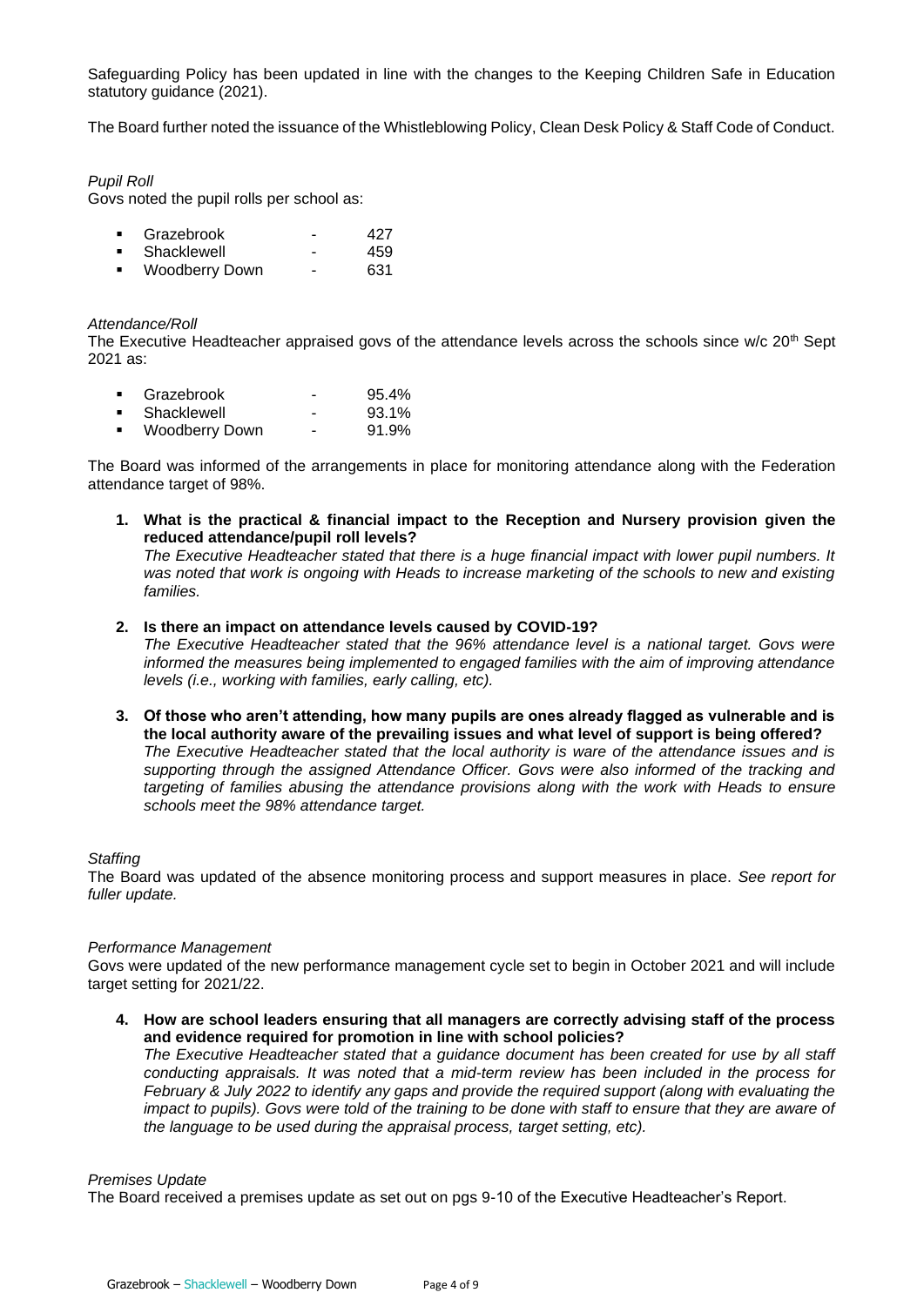Safeguarding Policy has been updated in line with the changes to the Keeping Children Safe in Education statutory guidance (2021).

The Board further noted the issuance of the Whistleblowing Policy, Clean Desk Policy & Staff Code of Conduct.

*Pupil Roll*

Govs noted the pupil rolls per school as:

- Grazebrook - 427
- Shacklewell - 459
- Woodberry Down - 631

*Attendance/Roll*

The Executive Headteacher appraised govs of the attendance levels across the schools since w/c 20th Sept 2021 as:

- Grazebrook - 95.4%
- Shacklewell - 93.1%
- Woodberry Down - 91.9%

The Board was informed of the arrangements in place for monitoring attendance along with the Federation attendance target of 98%.

1. **What is the practical & financial impact to the Reception and Nursery provision given the reduced attendance/pupil roll levels?**
   *The Executive Headteacher stated that there is a huge financial impact with lower pupil numbers. It was noted that work is ongoing with Heads to increase marketing of the schools to new and existing families.*

2. **Is there an impact on attendance levels caused by COVID-19?**
   *The Executive Headteacher stated that the 96% attendance level is a national target. Govs were informed the measures being implemented to engaged families with the aim of improving attendance levels (i.e., working with families, early calling, etc).*

3. **Of those who aren't attending, how many pupils are ones already flagged as vulnerable and is the local authority aware of the prevailing issues and what level of support is being offered?**
   *The Executive Headteacher stated that the local authority is ware of the attendance issues and is supporting through the assigned Attendance Officer. Govs were also informed of the tracking and targeting of families abusing the attendance provisions along with the work with Heads to ensure schools meet the 98% attendance target.*

*Staffing*

The Board was updated of the absence monitoring process and support measures in place. *See report for fuller update.*

*Performance Management*

Govs were updated of the new performance management cycle set to begin in October 2021 and will include target setting for 2021/22.

4. **How are school leaders ensuring that all managers are correctly advising staff of the process and evidence required for promotion in line with school policies?**
   *The Executive Headteacher stated that a guidance document has been created for use by all staff conducting appraisals. It was noted that a mid-term review has been included in the process for February & July 2022 to identify any gaps and provide the required support (along with evaluating the impact to pupils). Govs were told of the training to be done with staff to ensure that they are aware of the language to be used during the appraisal process, target setting, etc).*

*Premises Update*

The Board received a premises update as set out on pgs 9-10 of the Executive Headteacher's Report.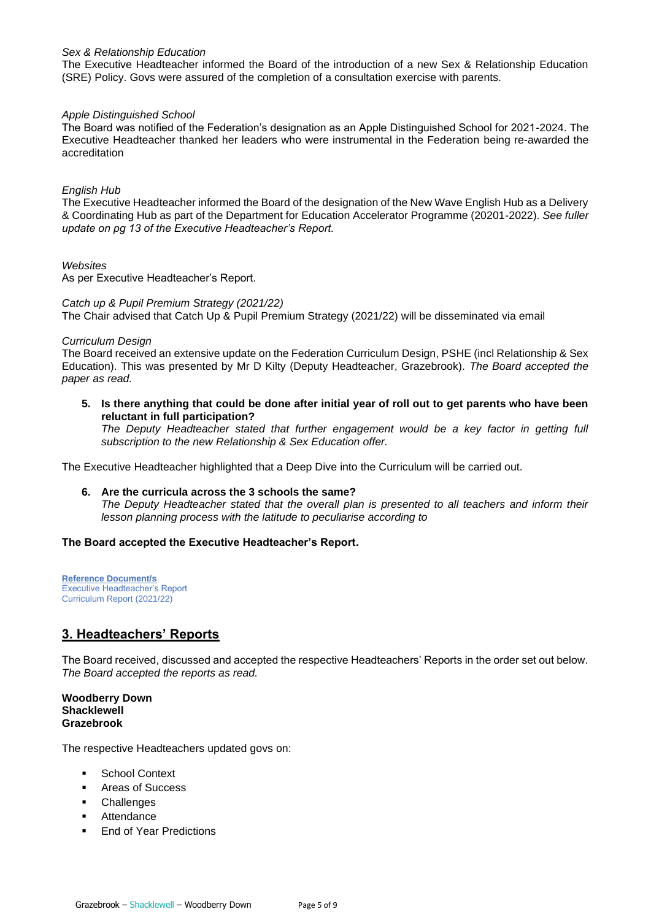*Sex & Relationship Education*
The Executive Headteacher informed the Board of the introduction of a new Sex & Relationship Education (SRE) Policy. Govs were assured of the completion of a consultation exercise with parents.

*Apple Distinguished School*
The Board was notified of the Federation's designation as an Apple Distinguished School for 2021-2024. The Executive Headteacher thanked her leaders who were instrumental in the Federation being re-awarded the accreditation

*English Hub*
The Executive Headteacher informed the Board of the designation of the New Wave English Hub as a Delivery & Coordinating Hub as part of the Department for Education Accelerator Programme (20201-2022). *See fuller update on pg 13 of the Executive Headteacher's Report.*

*Websites*
As per Executive Headteacher's Report.

*Catch up & Pupil Premium Strategy (2021/22)*
The Chair advised that Catch Up & Pupil Premium Strategy (2021/22) will be disseminated via email

*Curriculum Design*
The Board received an extensive update on the Federation Curriculum Design, PSHE (incl Relationship & Sex Education). This was presented by Mr D Kilty (Deputy Headteacher, Grazebrook). *The Board accepted the paper as read.*

5. **Is there anything that could be done after initial year of roll out to get parents who have been reluctant in full participation?**
   *The Deputy Headteacher stated that further engagement would be a key factor in getting full subscription to the new Relationship & Sex Education offer.*

The Executive Headteacher highlighted that a Deep Dive into the Curriculum will be carried out.

6. **Are the curricula across the 3 schools the same?**
   *The Deputy Headteacher stated that the overall plan is presented to all teachers and inform their lesson planning process with the latitude to peculiarise according to*

**The Board accepted the Executive Headteacher's Report.**

**Reference Document/s**
Executive Headteacher's Report
Curriculum Report (2021/22)

## 3. Headteachers' Reports

The Board received, discussed and accepted the respective Headteachers' Reports in the order set out below. *The Board accepted the reports as read.*

**Woodberry Down**
**Shacklewell**
**Grazebrook**

The respective Headteachers updated govs on:

- School Context
- Areas of Success
- Challenges
- Attendance
- End of Year Predictions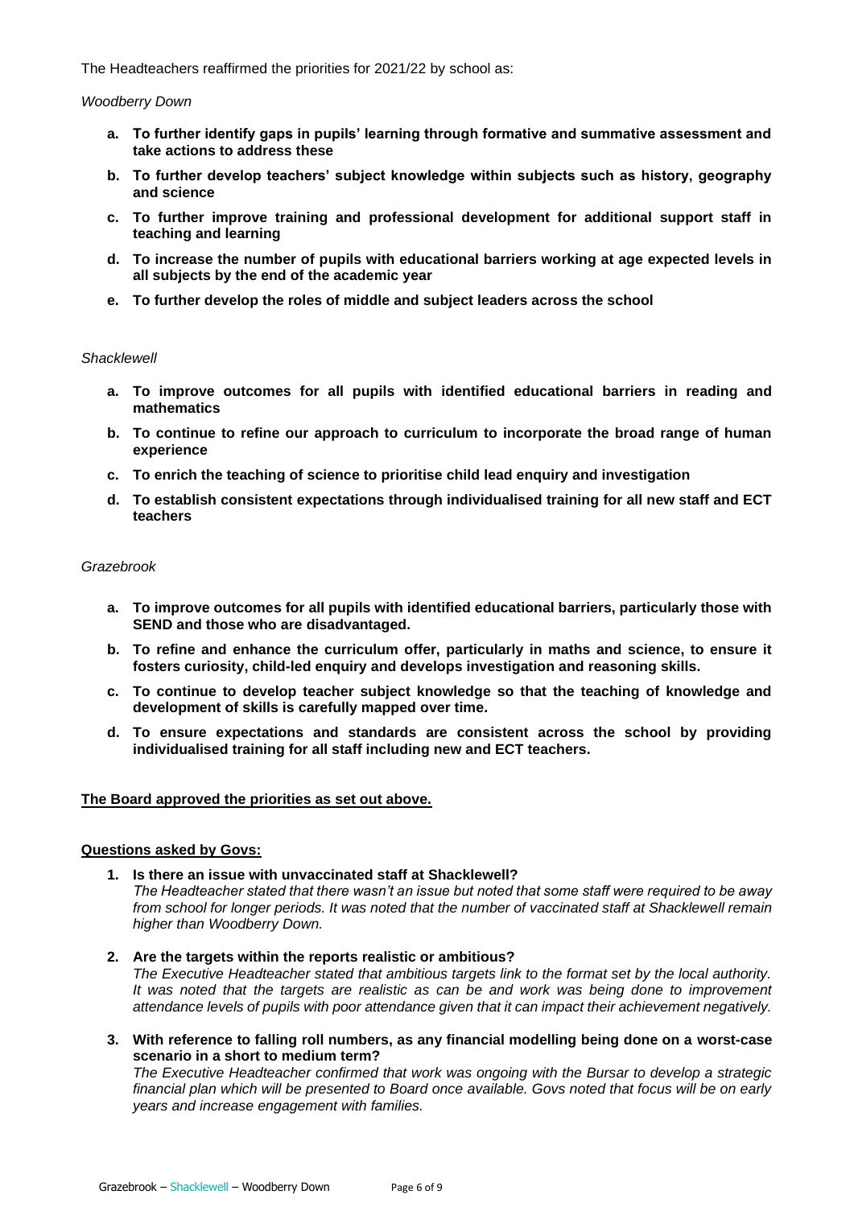The Headteachers reaffirmed the priorities for 2021/22 by school as:

*Woodberry Down*

- **a. To further identify gaps in pupils' learning through formative and summative assessment and take actions to address these**
- **b. To further develop teachers' subject knowledge within subjects such as history, geography and science**
- **c. To further improve training and professional development for additional support staff in teaching and learning**
- **d. To increase the number of pupils with educational barriers working at age expected levels in all subjects by the end of the academic year**
- **e. To further develop the roles of middle and subject leaders across the school**

*Shacklewell*

- **a. To improve outcomes for all pupils with identified educational barriers in reading and mathematics**
- **b. To continue to refine our approach to curriculum to incorporate the broad range of human experience**
- **c. To enrich the teaching of science to prioritise child lead enquiry and investigation**
- **d. To establish consistent expectations through individualised training for all new staff and ECT teachers**

*Grazebrook*

- **a. To improve outcomes for all pupils with identified educational barriers, particularly those with SEND and those who are disadvantaged.**
- **b. To refine and enhance the curriculum offer, particularly in maths and science, to ensure it fosters curiosity, child-led enquiry and develops investigation and reasoning skills.**
- **c. To continue to develop teacher subject knowledge so that the teaching of knowledge and development of skills is carefully mapped over time.**
- **d. To ensure expectations and standards are consistent across the school by providing individualised training for all staff including new and ECT teachers.**

**The Board approved the priorities as set out above.**

**Questions asked by Govs:**

1. **Is there an issue with unvaccinated staff at Shacklewell?**
   *The Headteacher stated that there wasn't an issue but noted that some staff were required to be away from school for longer periods. It was noted that the number of vaccinated staff at Shacklewell remain higher than Woodberry Down.*

2. **Are the targets within the reports realistic or ambitious?**
   *The Executive Headteacher stated that ambitious targets link to the format set by the local authority. It was noted that the targets are realistic as can be and work was being done to improvement attendance levels of pupils with poor attendance given that it can impact their achievement negatively.*

3. **With reference to falling roll numbers, as any financial modelling being done on a worst-case scenario in a short to medium term?**
   *The Executive Headteacher confirmed that work was ongoing with the Bursar to develop a strategic financial plan which will be presented to Board once available. Govs noted that focus will be on early years and increase engagement with families.*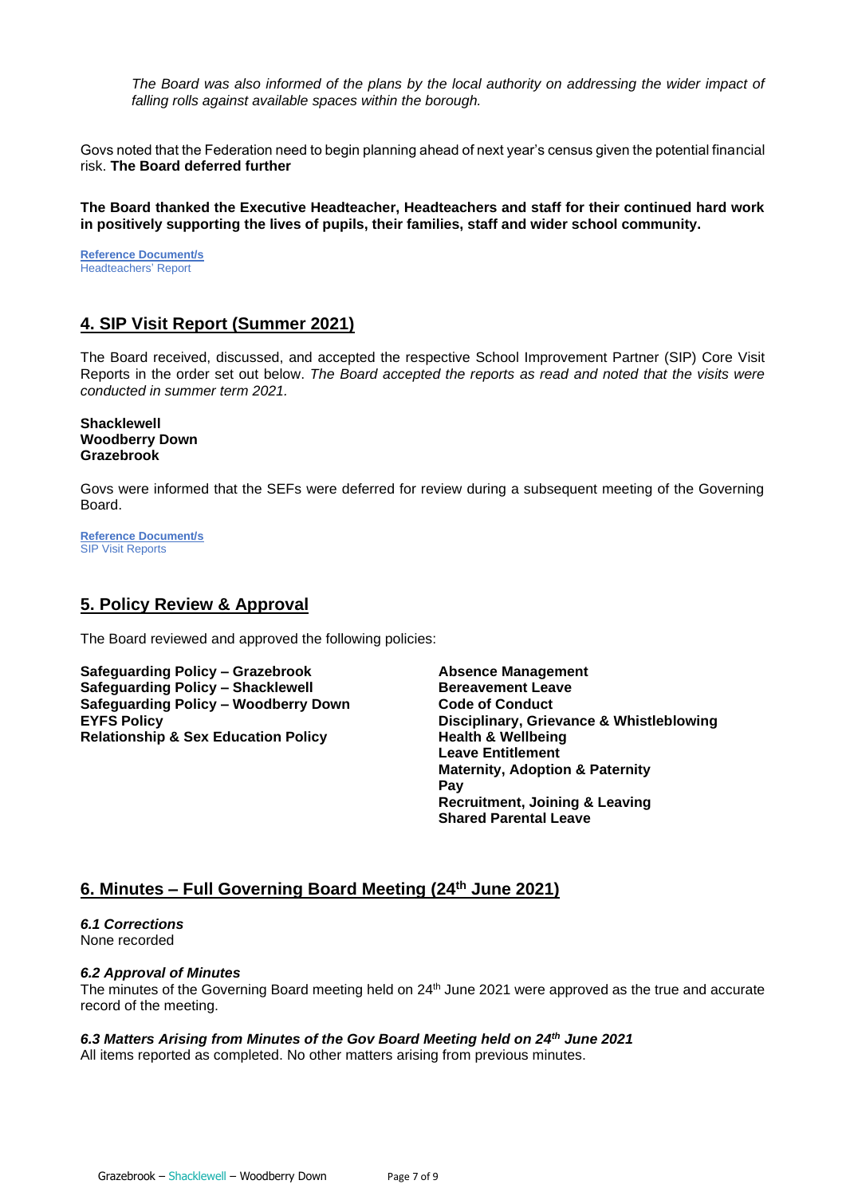*The Board was also informed of the plans by the local authority on addressing the wider impact of falling rolls against available spaces within the borough.*

Govs noted that the Federation need to begin planning ahead of next year's census given the potential financial risk. **The Board deferred further**

**The Board thanked the Executive Headteacher, Headteachers and staff for their continued hard work in positively supporting the lives of pupils, their families, staff and wider school community.**

**Reference Document/s**
Headteachers' Report

## 4. SIP Visit Report (Summer 2021)

The Board received, discussed, and accepted the respective School Improvement Partner (SIP) Core Visit Reports in the order set out below. *The Board accepted the reports as read and noted that the visits were conducted in summer term 2021.*

**Shacklewell**
**Woodberry Down**
**Grazebrook**

Govs were informed that the SEFs were deferred for review during a subsequent meeting of the Governing Board.

**Reference Document/s**
SIP Visit Reports

## 5. Policy Review & Approval

The Board reviewed and approved the following policies:

**Safeguarding Policy – Grazebrook**
**Safeguarding Policy – Shacklewell**
**Safeguarding Policy – Woodberry Down**
**EYFS Policy**
**Relationship & Sex Education Policy**

**Absence Management**
**Bereavement Leave**
**Code of Conduct**
**Disciplinary, Grievance & Whistleblowing**
**Health & Wellbeing**
**Leave Entitlement**
**Maternity, Adoption & Paternity**
**Pay**
**Recruitment, Joining & Leaving**
**Shared Parental Leave**

## 6. Minutes – Full Governing Board Meeting (24th June 2021)

### *6.1 Corrections*
None recorded

### *6.2 Approval of Minutes*
The minutes of the Governing Board meeting held on 24th June 2021 were approved as the true and accurate record of the meeting.

### *6.3 Matters Arising from Minutes of the Gov Board Meeting held on 24th June 2021*
All items reported as completed. No other matters arising from previous minutes.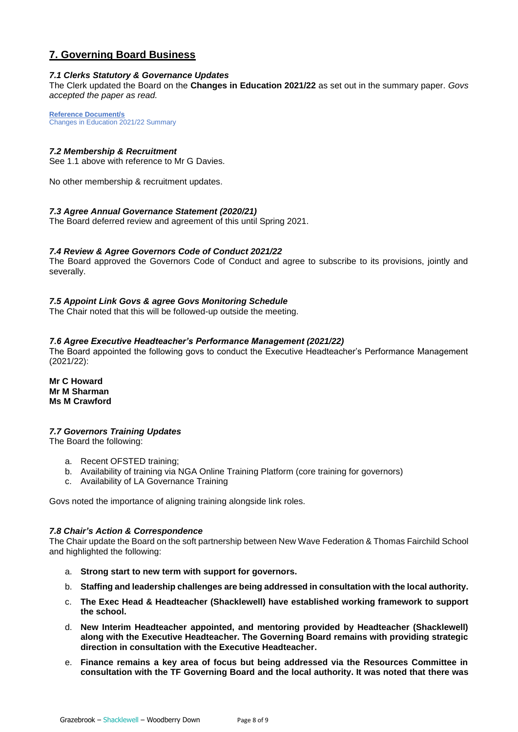## 7. Governing Board Business

### *7.1 Clerks Statutory & Governance Updates*

The Clerk updated the Board on the **Changes in Education 2021/22** as set out in the summary paper. *Govs accepted the paper as read.*

**Reference Document/s**
Changes in Education 2021/22 Summary

### *7.2 Membership & Recruitment*

See 1.1 above with reference to Mr G Davies.

No other membership & recruitment updates.

### *7.3 Agree Annual Governance Statement (2020/21)*

The Board deferred review and agreement of this until Spring 2021.

### *7.4 Review & Agree Governors Code of Conduct 2021/22*

The Board approved the Governors Code of Conduct and agree to subscribe to its provisions, jointly and severally.

### *7.5 Appoint Link Govs & agree Govs Monitoring Schedule*

The Chair noted that this will be followed-up outside the meeting.

### *7.6 Agree Executive Headteacher's Performance Management (2021/22)*

The Board appointed the following govs to conduct the Executive Headteacher's Performance Management (2021/22):

**Mr C Howard**
**Mr M Sharman**
**Ms M Crawford**

### *7.7 Governors Training Updates*

The Board the following:

a. Recent OFSTED training;
b. Availability of training via NGA Online Training Platform (core training for governors)
c. Availability of LA Governance Training

Govs noted the importance of aligning training alongside link roles.

### *7.8 Chair's Action & Correspondence*

The Chair update the Board on the soft partnership between New Wave Federation & Thomas Fairchild School and highlighted the following:

a. **Strong start to new term with support for governors.**
b. **Staffing and leadership challenges are being addressed in consultation with the local authority.**
c. **The Exec Head & Headteacher (Shacklewell) have established working framework to support the school.**
d. **New Interim Headteacher appointed, and mentoring provided by Headteacher (Shacklewell) along with the Executive Headteacher. The Governing Board remains with providing strategic direction in consultation with the Executive Headteacher.**
e. **Finance remains a key area of focus but being addressed via the Resources Committee in consultation with the TF Governing Board and the local authority. It was noted that there was**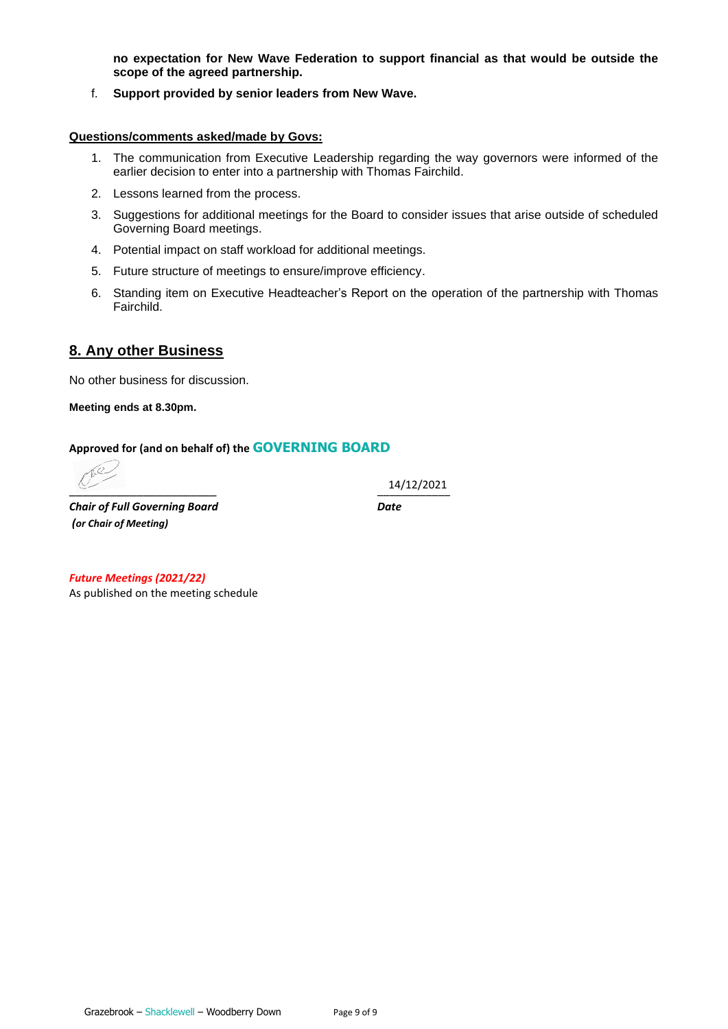**no expectation for New Wave Federation to support financial as that would be outside the scope of the agreed partnership.**

f. **Support provided by senior leaders from New Wave.**

**Questions/comments asked/made by Govs:**

1. The communication from Executive Leadership regarding the way governors were informed of the earlier decision to enter into a partnership with Thomas Fairchild.
2. Lessons learned from the process.
3. Suggestions for additional meetings for the Board to consider issues that arise outside of scheduled Governing Board meetings.
4. Potential impact on staff workload for additional meetings.
5. Future structure of meetings to ensure/improve efficiency.
6. Standing item on Executive Headteacher's Report on the operation of the partnership with Thomas Fairchild.

## 8. Any other Business

No other business for discussion.

**Meeting ends at 8.30pm.**

**Approved for (and on behalf of) the GOVERNING BOARD**

\_\_\_\_\_\_\_\_\_\_\_\_\_\_\_\_\_\_\_\_\_\_\_\_ 14/12/2021

***Chair of Full Governing Board*** ***Date***
***(or Chair of Meeting)***

***Future Meetings (2021/22)***
As published on the meeting schedule